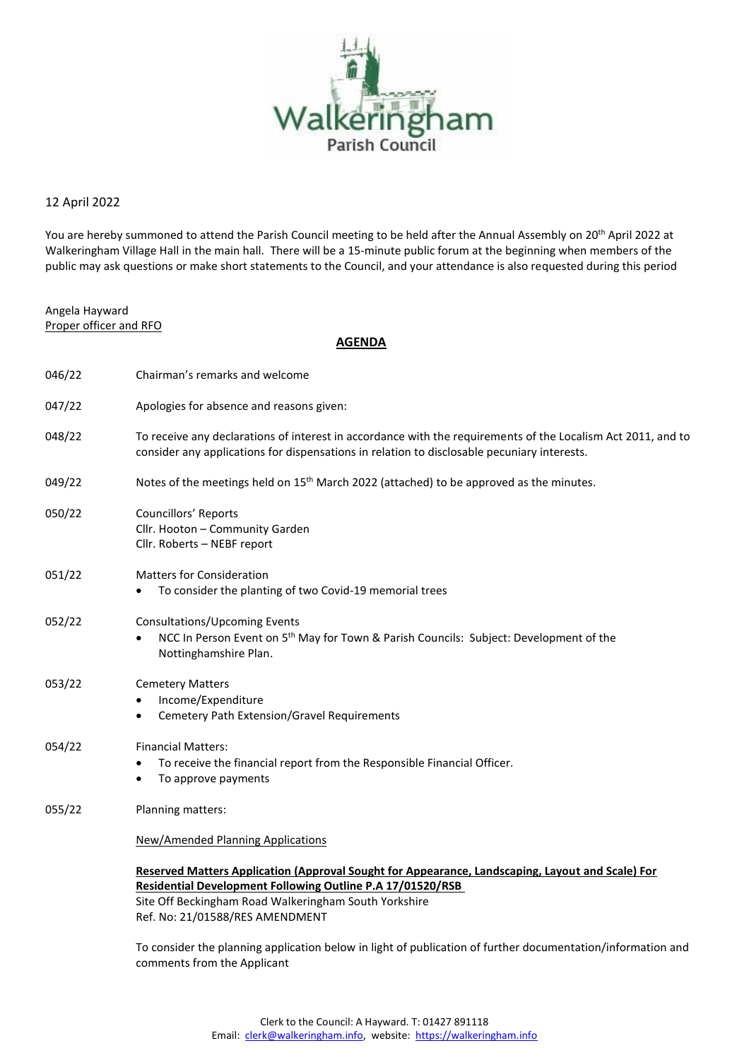Walkeringham Parish Council

12 April 2022

You are hereby summoned to attend the Parish Council meeting to be held after the Annual Assembly on 20th April 2022 at Walkeringham Village Hall in the main hall. There will be a 15-minute public forum at the beginning when members of the public may ask questions or make short statements to the Council, and your attendance is also requested during this period

Angela Hayward
Proper officer and RFO

## AGENDA

046/22 Chairman's remarks and welcome

047/22 Apologies for absence and reasons given:

048/22 To receive any declarations of interest in accordance with the requirements of the Localism Act 2011, and to consider any applications for dispensations in relation to disclosable pecuniary interests.

049/22 Notes of the meetings held on 15th March 2022 (attached) to be approved as the minutes.

050/22 Councillors' Reports
Cllr. Hooton – Community Garden
Cllr. Roberts – NEBF report

051/22 Matters for Consideration

- To consider the planting of two Covid-19 memorial trees

052/22 Consultations/Upcoming Events

- NCC In Person Event on 5th May for Town & Parish Councils: Subject: Development of the Nottinghamshire Plan.

053/22 Cemetery Matters

- Income/Expenditure
- Cemetery Path Extension/Gravel Requirements

054/22 Financial Matters:

- To receive the financial report from the Responsible Financial Officer.
- To approve payments

055/22 Planning matters:

New/Amended Planning Applications

**Reserved Matters Application (Approval Sought for Appearance, Landscaping, Layout and Scale) For Residential Development Following Outline P.A 17/01520/RSB**
Site Off Beckingham Road Walkeringham South Yorkshire
Ref. No: 21/01588/RES AMENDMENT

To consider the planning application below in light of publication of further documentation/information and comments from the Applicant

Clerk to the Council: A Hayward. T: 01427 891118
Email: clerk@walkeringham.info, website: https://walkeringham.info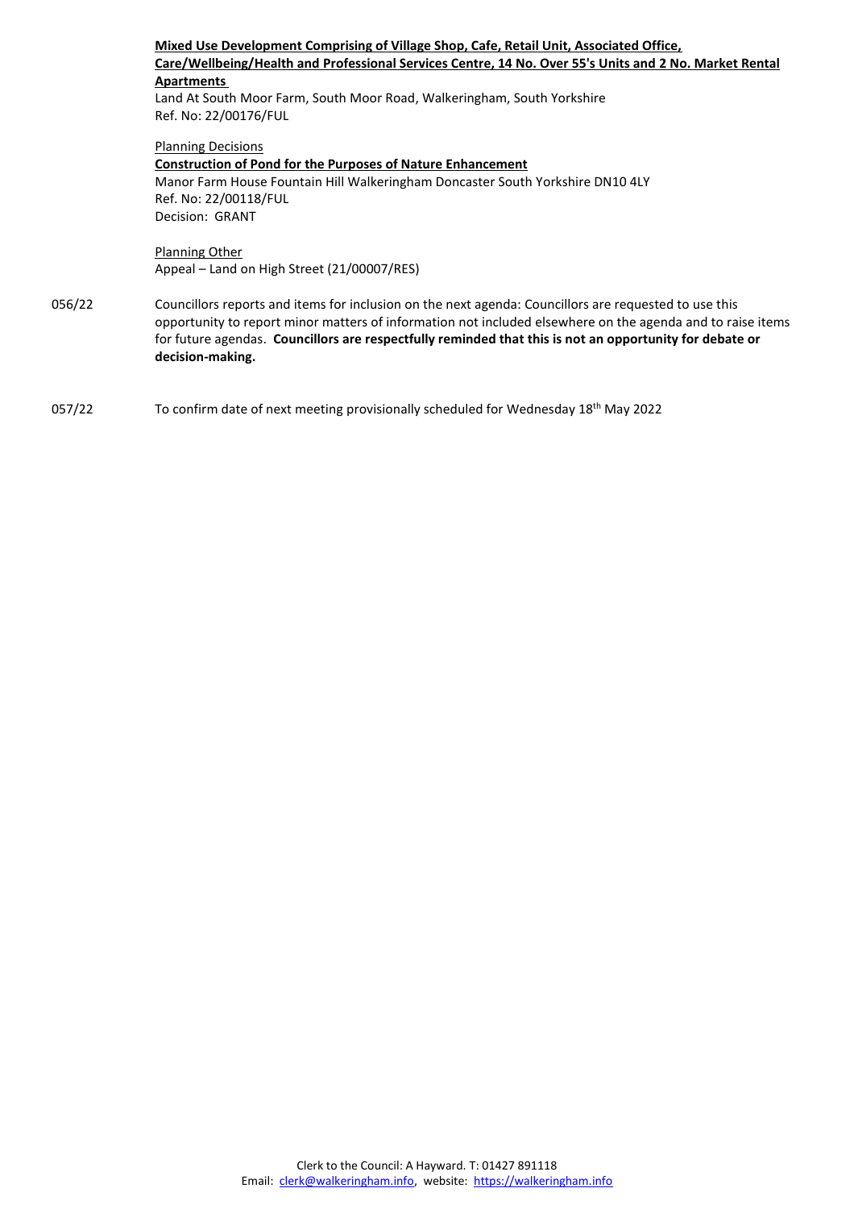**Mixed Use Development Comprising of Village Shop, Cafe, Retail Unit, Associated Office, Care/Wellbeing/Health and Professional Services Centre, 14 No. Over 55's Units and 2 No. Market Rental Apartments**
Land At South Moor Farm, South Moor Road, Walkeringham, South Yorkshire
Ref. No: 22/00176/FUL

Planning Decisions
**Construction of Pond for the Purposes of Nature Enhancement**
Manor Farm House Fountain Hill Walkeringham Doncaster South Yorkshire DN10 4LY
Ref. No: 22/00118/FUL
Decision: GRANT

Planning Other
Appeal – Land on High Street (21/00007/RES)

056/22 Councillors reports and items for inclusion on the next agenda: Councillors are requested to use this opportunity to report minor matters of information not included elsewhere on the agenda and to raise items for future agendas. **Councillors are respectfully reminded that this is not an opportunity for debate or decision-making.**

057/22 To confirm date of next meeting provisionally scheduled for Wednesday 18th May 2022

Clerk to the Council: A Hayward. T: 01427 891118
Email: clerk@walkeringham.info, website: https://walkeringham.info